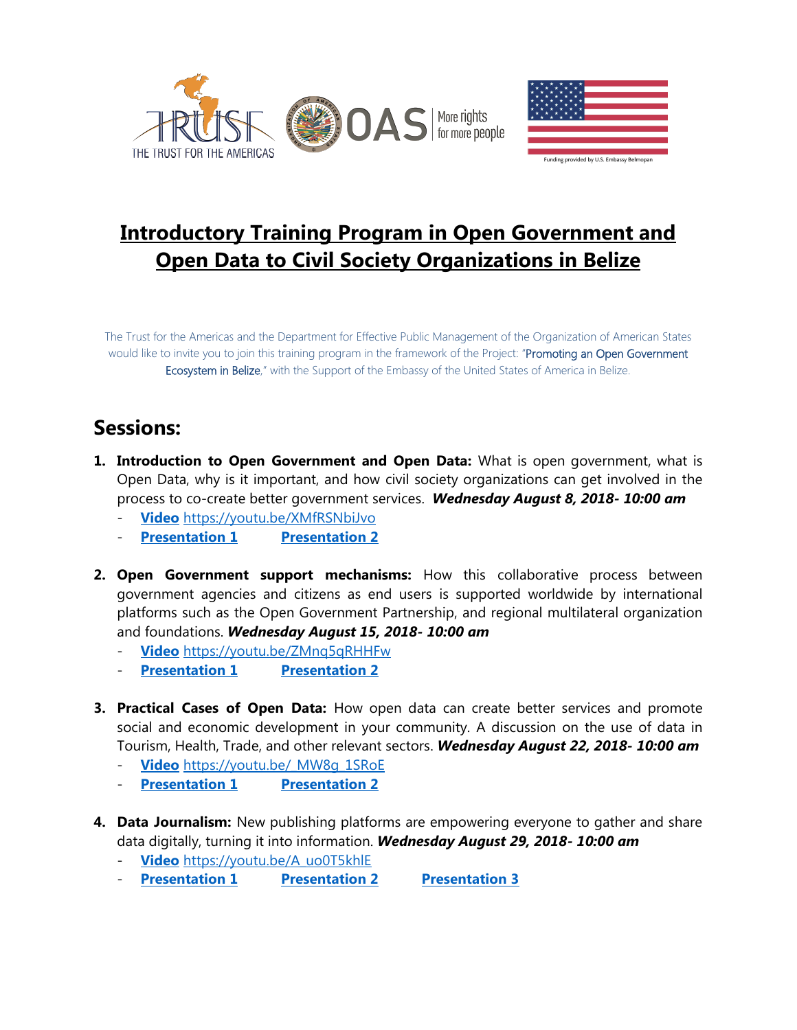THE TRUST FOR THE AMERICAS

OAS More rights for more people

Funding provided by U.S. Embassy Belmopan

# Introductory Training Program in Open Government and Open Data to Civil Society Organizations in Belize

The Trust for the Americas and the Department for Effective Public Management of the Organization of American States would like to invite you to join this training program in the framework of the Project: "Promoting an Open Government Ecosystem in Belize," with the Support of the Embassy of the United States of America in Belize.

## Sessions:

1. **Introduction to Open Government and Open Data:** What is open government, what is Open Data, why is it important, and how civil society organizations can get involved in the process to co-create better government services. ***Wednesday August 8, 2018- 10:00 am***
   - **Video** https://youtu.be/XMfRSNbiJvo
   - **Presentation 1** **Presentation 2**

2. **Open Government support mechanisms:** How this collaborative process between government agencies and citizens as end users is supported worldwide by international platforms such as the Open Government Partnership, and regional multilateral organization and foundations. ***Wednesday August 15, 2018- 10:00 am***
   - **Video** https://youtu.be/ZMnq5qRHHFw
   - **Presentation 1** **Presentation 2**

3. **Practical Cases of Open Data:** How open data can create better services and promote social and economic development in your community. A discussion on the use of data in Tourism, Health, Trade, and other relevant sectors. ***Wednesday August 22, 2018- 10:00 am***
   - **Video** https://youtu.be/_MW8g_1SRoE
   - **Presentation 1** **Presentation 2**

4. **Data Journalism:** New publishing platforms are empowering everyone to gather and share data digitally, turning it into information. ***Wednesday August 29, 2018- 10:00 am***
   - **Video** https://youtu.be/A_uo0T5khlE
   - **Presentation 1** **Presentation 2** **Presentation 3**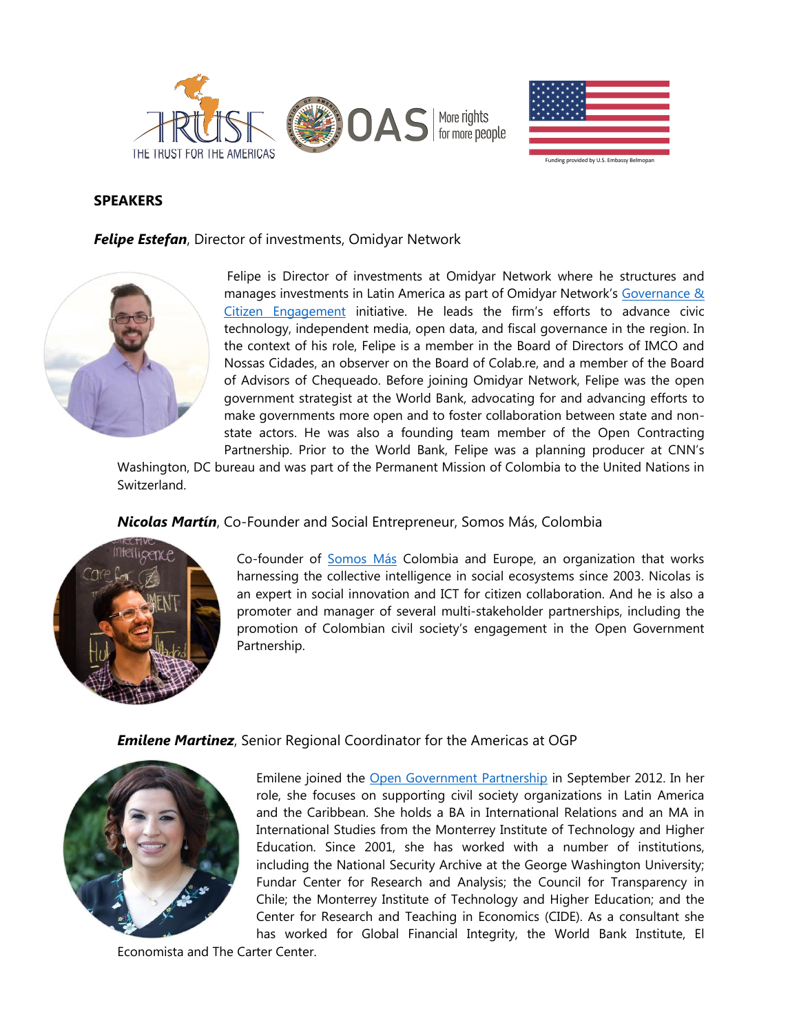## SPEAKERS

***Felipe Estefan***, Director of investments, Omidyar Network

Felipe is Director of investments at Omidyar Network where he structures and manages investments in Latin America as part of Omidyar Network's Governance & Citizen Engagement initiative. He leads the firm's efforts to advance civic technology, independent media, open data, and fiscal governance in the region. In the context of his role, Felipe is a member in the Board of Directors of IMCO and Nossas Cidades, an observer on the Board of Colab.re, and a member of the Board of Advisors of Chequeado. Before joining Omidyar Network, Felipe was the open government strategist at the World Bank, advocating for and advancing efforts to make governments more open and to foster collaboration between state and non-state actors. He was also a founding team member of the Open Contracting Partnership. Prior to the World Bank, Felipe was a planning producer at CNN's Washington, DC bureau and was part of the Permanent Mission of Colombia to the United Nations in Switzerland.

***Nicolas Martín***, Co-Founder and Social Entrepreneur, Somos Más, Colombia

Co-founder of Somos Más Colombia and Europe, an organization that works harnessing the collective intelligence in social ecosystems since 2003. Nicolas is an expert in social innovation and ICT for citizen collaboration. And he is also a promoter and manager of several multi-stakeholder partnerships, including the promotion of Colombian civil society's engagement in the Open Government Partnership.

***Emilene Martinez***, Senior Regional Coordinator for the Americas at OGP

Emilene joined the Open Government Partnership in September 2012. In her role, she focuses on supporting civil society organizations in Latin America and the Caribbean. She holds a BA in International Relations and an MA in International Studies from the Monterrey Institute of Technology and Higher Education. Since 2001, she has worked with a number of institutions, including the National Security Archive at the George Washington University; Fundar Center for Research and Analysis; the Council for Transparency in Chile; the Monterrey Institute of Technology and Higher Education; and the Center for Research and Teaching in Economics (CIDE). As a consultant she has worked for Global Financial Integrity, the World Bank Institute, El Economista and The Carter Center.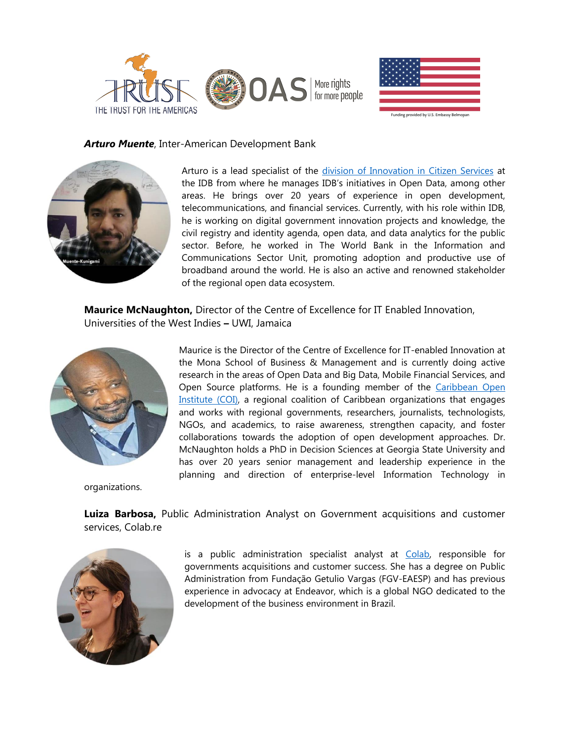***Arturo Muente***, Inter-American Development Bank

Arturo is a lead specialist of the [division of Innovation in Citizen Services] at the IDB from where he manages IDB's initiatives in Open Data, among other areas. He brings over 20 years of experience in open development, telecommunications, and financial services. Currently, with his role within IDB, he is working on digital government innovation projects and knowledge, the civil registry and identity agenda, open data, and data analytics for the public sector. Before, he worked in The World Bank in the Information and Communications Sector Unit, promoting adoption and productive use of broadband around the world. He is also an active and renowned stakeholder of the regional open data ecosystem.

**Maurice McNaughton,** Director of the Centre of Excellence for IT Enabled Innovation, Universities of the West Indies **–** UWI, Jamaica

Maurice is the Director of the Centre of Excellence for IT-enabled Innovation at the Mona School of Business & Management and is currently doing active research in the areas of Open Data and Big Data, Mobile Financial Services, and Open Source platforms. He is a founding member of the [Caribbean Open Institute (COI)], a regional coalition of Caribbean organizations that engages and works with regional governments, researchers, journalists, technologists, NGOs, and academics, to raise awareness, strengthen capacity, and foster collaborations towards the adoption of open development approaches. Dr. McNaughton holds a PhD in Decision Sciences at Georgia State University and has over 20 years senior management and leadership experience in the planning and direction of enterprise-level Information Technology in organizations.

**Luiza Barbosa,** Public Administration Analyst on Government acquisitions and customer services, Colab.re

is a public administration specialist analyst at [Colab], responsible for governments acquisitions and customer success. She has a degree on Public Administration from Fundação Getulio Vargas (FGV-EAESP) and has previous experience in advocacy at Endeavor, which is a global NGO dedicated to the development of the business environment in Brazil.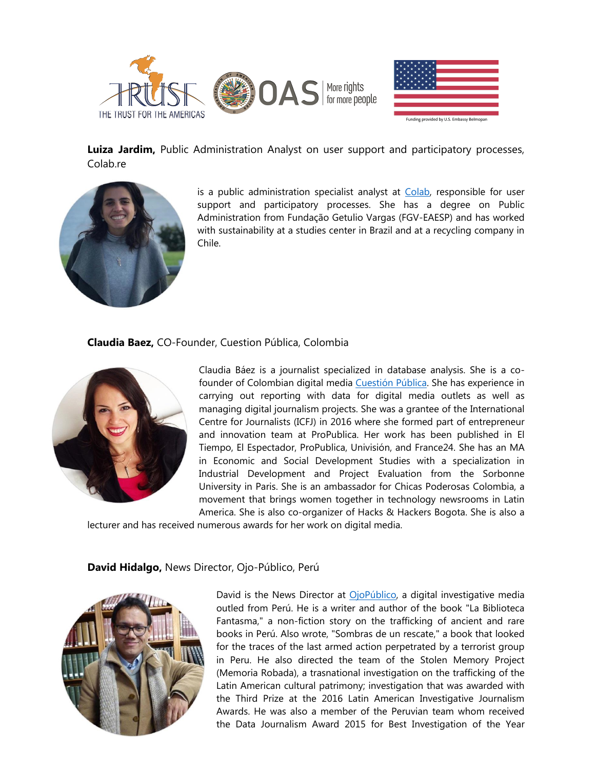**Luiza Jardim,** Public Administration Analyst on user support and participatory processes, Colab.re

is a public administration specialist analyst at [Colab](), responsible for user support and participatory processes. She has a degree on Public Administration from Fundação Getulio Vargas (FGV-EAESP) and has worked with sustainability at a studies center in Brazil and at a recycling company in Chile.

**Claudia Baez,** CO-Founder, Cuestion Pública, Colombia

Claudia Báez is a journalist specialized in database analysis. She is a co-founder of Colombian digital media [Cuestión Pública](). She has experience in carrying out reporting with data for digital media outlets as well as managing digital journalism projects. She was a grantee of the International Centre for Journalists (ICFJ) in 2016 where she formed part of entrepreneur and innovation team at ProPublica. Her work has been published in El Tiempo, El Espectador, ProPublica, Univisión, and France24. She has an MA in Economic and Social Development Studies with a specialization in Industrial Development and Project Evaluation from the Sorbonne University in Paris. She is an ambassador for Chicas Poderosas Colombia, a movement that brings women together in technology newsrooms in Latin America. She is also co-organizer of Hacks & Hackers Bogota. She is also a lecturer and has received numerous awards for her work on digital media.

**David Hidalgo,** News Director, Ojo-Público, Perú

David is the News Director at [OjoPúblico](), a digital investigative media outled from Perú. He is a writer and author of the book "La Biblioteca Fantasma," a non-fiction story on the trafficking of ancient and rare books in Perú. Also wrote, "Sombras de un rescate," a book that looked for the traces of the last armed action perpetrated by a terrorist group in Peru. He also directed the team of the Stolen Memory Project (Memoria Robada), a trasnational investigation on the trafficking of the Latin American cultural patrimony; investigation that was awarded with the Third Prize at the 2016 Latin American Investigative Journalism Awards. He was also a member of the Peruvian team whom received the Data Journalism Award 2015 for Best Investigation of the Year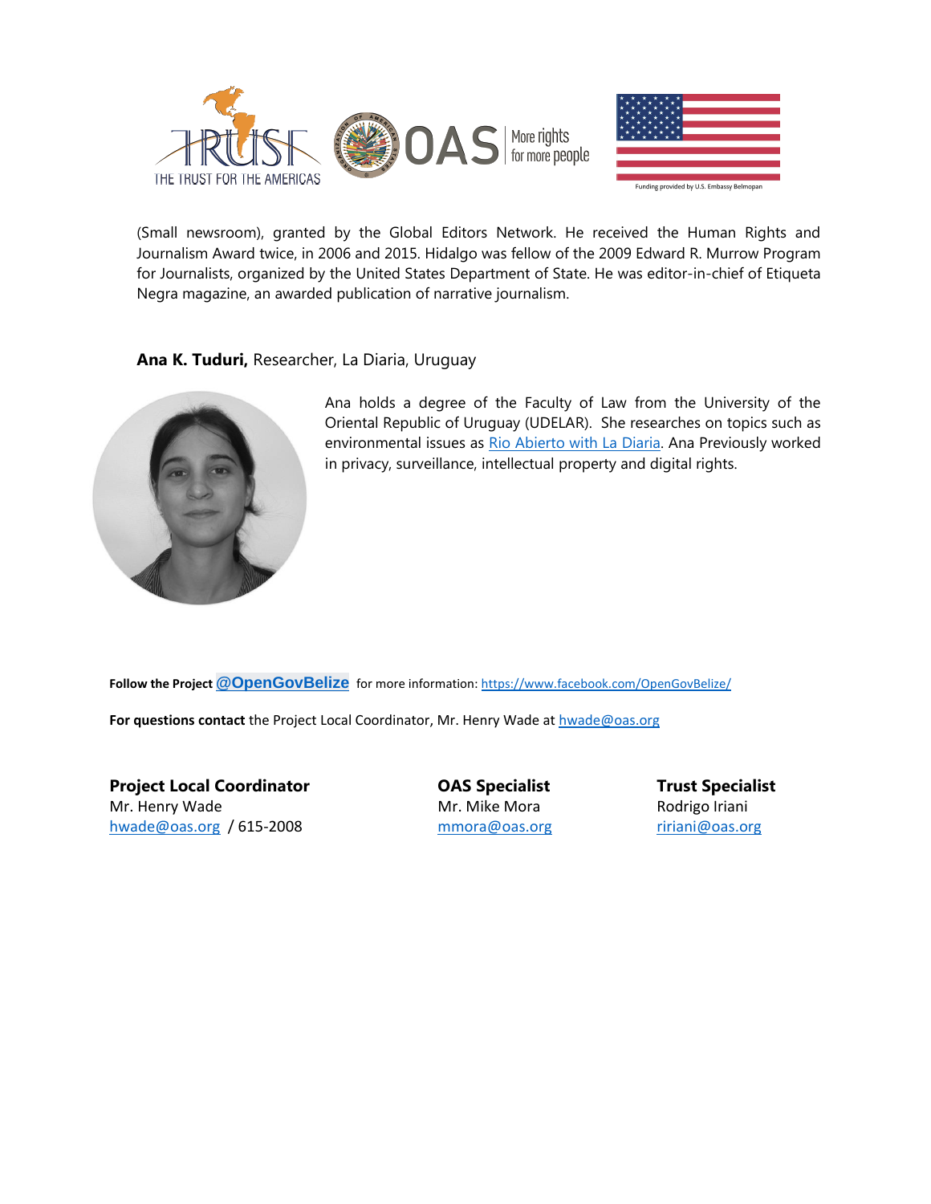(Small newsroom), granted by the Global Editors Network. He received the Human Rights and Journalism Award twice, in 2006 and 2015. Hidalgo was fellow of the 2009 Edward R. Murrow Program for Journalists, organized by the United States Department of State. He was editor-in-chief of Etiqueta Negra magazine, an awarded publication of narrative journalism.

**Ana K. Tuduri,** Researcher, La Diaria, Uruguay

Ana holds a degree of the Faculty of Law from the University of the Oriental Republic of Uruguay (UDELAR). She researches on topics such as environmental issues as Rio Abierto with La Diaria. Ana Previously worked in privacy, surveillance, intellectual property and digital rights.

**Follow the Project** @OpenGovBelize for more information: https://www.facebook.com/OpenGovBelize/

**For questions contact** the Project Local Coordinator, Mr. Henry Wade at hwade@oas.org

| Project Local Coordinator | OAS Specialist | Trust Specialist |
| --- | --- | --- |
| Mr. Henry Wade | Mr. Mike Mora | Rodrigo Iriani |
| hwade@oas.org / 615-2008 | mmora@oas.org | ririani@oas.org |